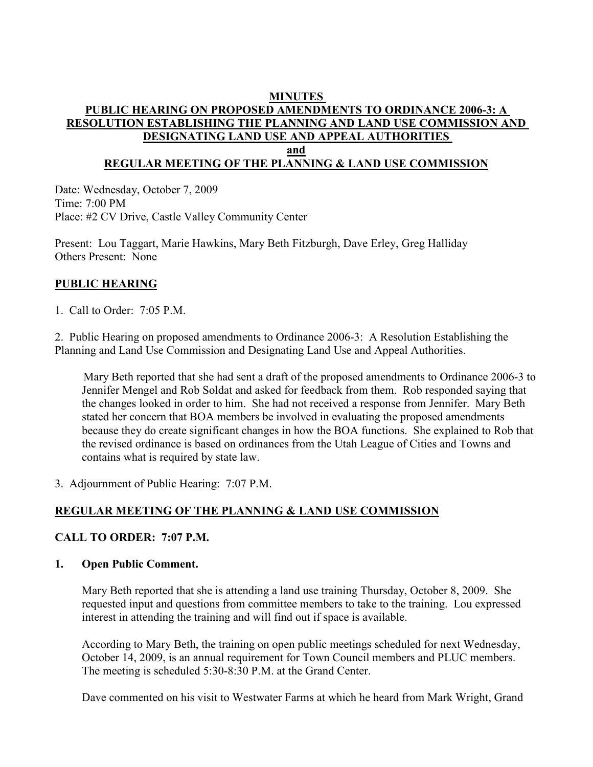# MINUTES

## PUBLIC HEARING ON PROPOSED AMENDMENTS TO ORDINANCE 2006-3: A RESOLUTION ESTABLISHING THE PLANNING AND LAND USE COMMISSION AND DESIGNATING LAND USE AND APPEAL AUTHORITIES

## and

## REGULAR MEETING OF THE PLANNING & LAND USE COMMISSION

Date: Wednesday, October 7, 2009
Time: 7:00 PM
Place: #2 CV Drive, Castle Valley Community Center

Present: Lou Taggart, Marie Hawkins, Mary Beth Fitzburgh, Dave Erley, Greg Halliday
Others Present: None

### PUBLIC HEARING

1. Call to Order: 7:05 P.M.

2. Public Hearing on proposed amendments to Ordinance 2006-3: A Resolution Establishing the Planning and Land Use Commission and Designating Land Use and Appeal Authorities.

   Mary Beth reported that she had sent a draft of the proposed amendments to Ordinance 2006-3 to Jennifer Mengel and Rob Soldat and asked for feedback from them. Rob responded saying that the changes looked in order to him. She had not received a response from Jennifer. Mary Beth stated her concern that BOA members be involved in evaluating the proposed amendments because they do create significant changes in how the BOA functions. She explained to Rob that the revised ordinance is based on ordinances from the Utah League of Cities and Towns and contains what is required by state law.

3. Adjournment of Public Hearing: 7:07 P.M.

### REGULAR MEETING OF THE PLANNING & LAND USE COMMISSION

**CALL TO ORDER: 7:07 P.M.**

**1. Open Public Comment.**

Mary Beth reported that she is attending a land use training Thursday, October 8, 2009. She requested input and questions from committee members to take to the training. Lou expressed interest in attending the training and will find out if space is available.

According to Mary Beth, the training on open public meetings scheduled for next Wednesday, October 14, 2009, is an annual requirement for Town Council members and PLUC members. The meeting is scheduled 5:30-8:30 P.M. at the Grand Center.

Dave commented on his visit to Westwater Farms at which he heard from Mark Wright, Grand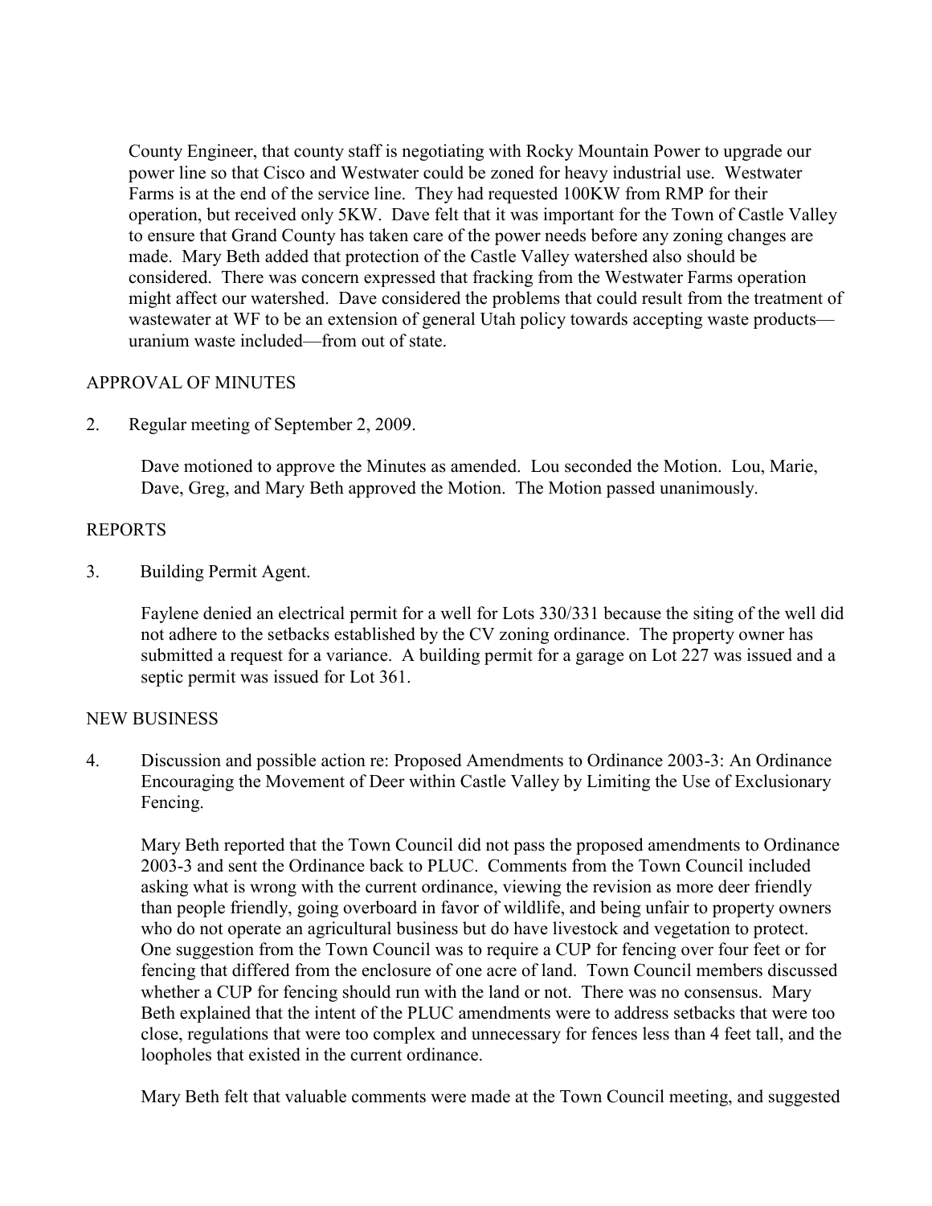County Engineer, that county staff is negotiating with Rocky Mountain Power to upgrade our power line so that Cisco and Westwater could be zoned for heavy industrial use. Westwater Farms is at the end of the service line. They had requested 100KW from RMP for their operation, but received only 5KW. Dave felt that it was important for the Town of Castle Valley to ensure that Grand County has taken care of the power needs before any zoning changes are made. Mary Beth added that protection of the Castle Valley watershed also should be considered. There was concern expressed that fracking from the Westwater Farms operation might affect our watershed. Dave considered the problems that could result from the treatment of wastewater at WF to be an extension of general Utah policy towards accepting waste products—uranium waste included—from out of state.

APPROVAL OF MINUTES

2. Regular meeting of September 2, 2009.

   Dave motioned to approve the Minutes as amended. Lou seconded the Motion. Lou, Marie, Dave, Greg, and Mary Beth approved the Motion. The Motion passed unanimously.

REPORTS

3. Building Permit Agent.

   Faylene denied an electrical permit for a well for Lots 330/331 because the siting of the well did not adhere to the setbacks established by the CV zoning ordinance. The property owner has submitted a request for a variance. A building permit for a garage on Lot 227 was issued and a septic permit was issued for Lot 361.

NEW BUSINESS

4. Discussion and possible action re: Proposed Amendments to Ordinance 2003-3: An Ordinance Encouraging the Movement of Deer within Castle Valley by Limiting the Use of Exclusionary Fencing.

   Mary Beth reported that the Town Council did not pass the proposed amendments to Ordinance 2003-3 and sent the Ordinance back to PLUC. Comments from the Town Council included asking what is wrong with the current ordinance, viewing the revision as more deer friendly than people friendly, going overboard in favor of wildlife, and being unfair to property owners who do not operate an agricultural business but do have livestock and vegetation to protect. One suggestion from the Town Council was to require a CUP for fencing over four feet or for fencing that differed from the enclosure of one acre of land. Town Council members discussed whether a CUP for fencing should run with the land or not. There was no consensus. Mary Beth explained that the intent of the PLUC amendments were to address setbacks that were too close, regulations that were too complex and unnecessary for fences less than 4 feet tall, and the loopholes that existed in the current ordinance.

   Mary Beth felt that valuable comments were made at the Town Council meeting, and suggested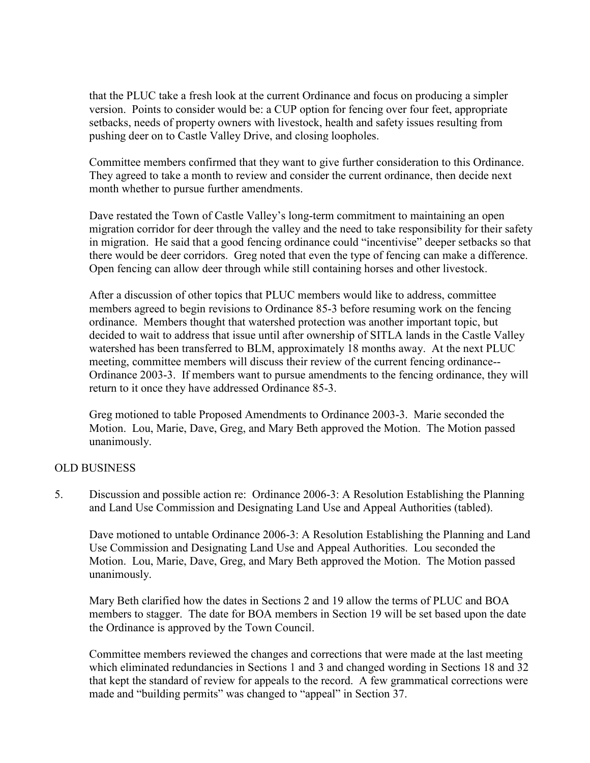that the PLUC take a fresh look at the current Ordinance and focus on producing a simpler version. Points to consider would be: a CUP option for fencing over four feet, appropriate setbacks, needs of property owners with livestock, health and safety issues resulting from pushing deer on to Castle Valley Drive, and closing loopholes.

Committee members confirmed that they want to give further consideration to this Ordinance. They agreed to take a month to review and consider the current ordinance, then decide next month whether to pursue further amendments.

Dave restated the Town of Castle Valley's long-term commitment to maintaining an open migration corridor for deer through the valley and the need to take responsibility for their safety in migration. He said that a good fencing ordinance could "incentivise" deeper setbacks so that there would be deer corridors. Greg noted that even the type of fencing can make a difference. Open fencing can allow deer through while still containing horses and other livestock.

After a discussion of other topics that PLUC members would like to address, committee members agreed to begin revisions to Ordinance 85-3 before resuming work on the fencing ordinance. Members thought that watershed protection was another important topic, but decided to wait to address that issue until after ownership of SITLA lands in the Castle Valley watershed has been transferred to BLM, approximately 18 months away. At the next PLUC meeting, committee members will discuss their review of the current fencing ordinance--Ordinance 2003-3. If members want to pursue amendments to the fencing ordinance, they will return to it once they have addressed Ordinance 85-3.

Greg motioned to table Proposed Amendments to Ordinance 2003-3. Marie seconded the Motion. Lou, Marie, Dave, Greg, and Mary Beth approved the Motion. The Motion passed unanimously.

OLD BUSINESS

5. Discussion and possible action re: Ordinance 2006-3: A Resolution Establishing the Planning and Land Use Commission and Designating Land Use and Appeal Authorities (tabled).

   Dave motioned to untable Ordinance 2006-3: A Resolution Establishing the Planning and Land Use Commission and Designating Land Use and Appeal Authorities. Lou seconded the Motion. Lou, Marie, Dave, Greg, and Mary Beth approved the Motion. The Motion passed unanimously.

   Mary Beth clarified how the dates in Sections 2 and 19 allow the terms of PLUC and BOA members to stagger. The date for BOA members in Section 19 will be set based upon the date the Ordinance is approved by the Town Council.

   Committee members reviewed the changes and corrections that were made at the last meeting which eliminated redundancies in Sections 1 and 3 and changed wording in Sections 18 and 32 that kept the standard of review for appeals to the record. A few grammatical corrections were made and "building permits" was changed to "appeal" in Section 37.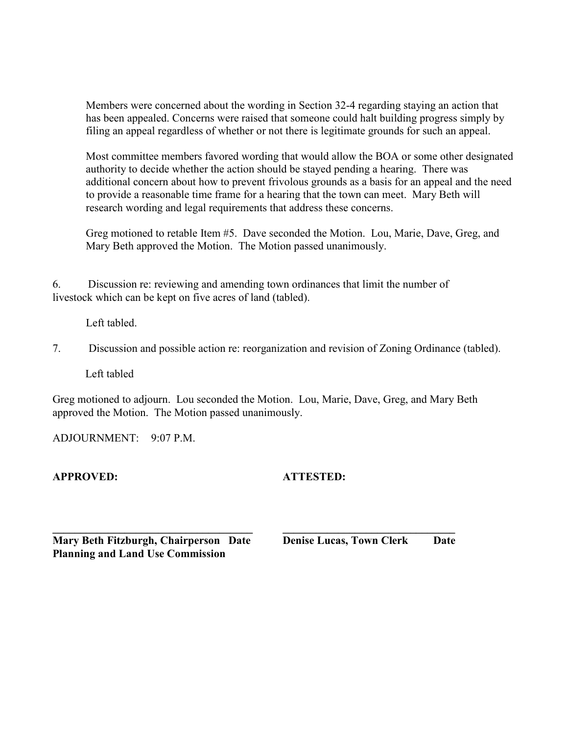Members were concerned about the wording in Section 32-4 regarding staying an action that has been appealed. Concerns were raised that someone could halt building progress simply by filing an appeal regardless of whether or not there is legitimate grounds for such an appeal.

Most committee members favored wording that would allow the BOA or some other designated authority to decide whether the action should be stayed pending a hearing. There was additional concern about how to prevent frivolous grounds as a basis for an appeal and the need to provide a reasonable time frame for a hearing that the town can meet. Mary Beth will research wording and legal requirements that address these concerns.

Greg motioned to retable Item #5. Dave seconded the Motion. Lou, Marie, Dave, Greg, and Mary Beth approved the Motion. The Motion passed unanimously.

6. Discussion re: reviewing and amending town ordinances that limit the number of livestock which can be kept on five acres of land (tabled).

Left tabled.

7. Discussion and possible action re: reorganization and revision of Zoning Ordinance (tabled).

Left tabled

Greg motioned to adjourn. Lou seconded the Motion. Lou, Marie, Dave, Greg, and Mary Beth approved the Motion. The Motion passed unanimously.

ADJOURNMENT: 9:07 P.M.

**APPROVED:**

**ATTESTED:**

**Mary Beth Fitzburgh, Chairperson Date**
**Planning and Land Use Commission**

**Denise Lucas, Town Clerk Date**